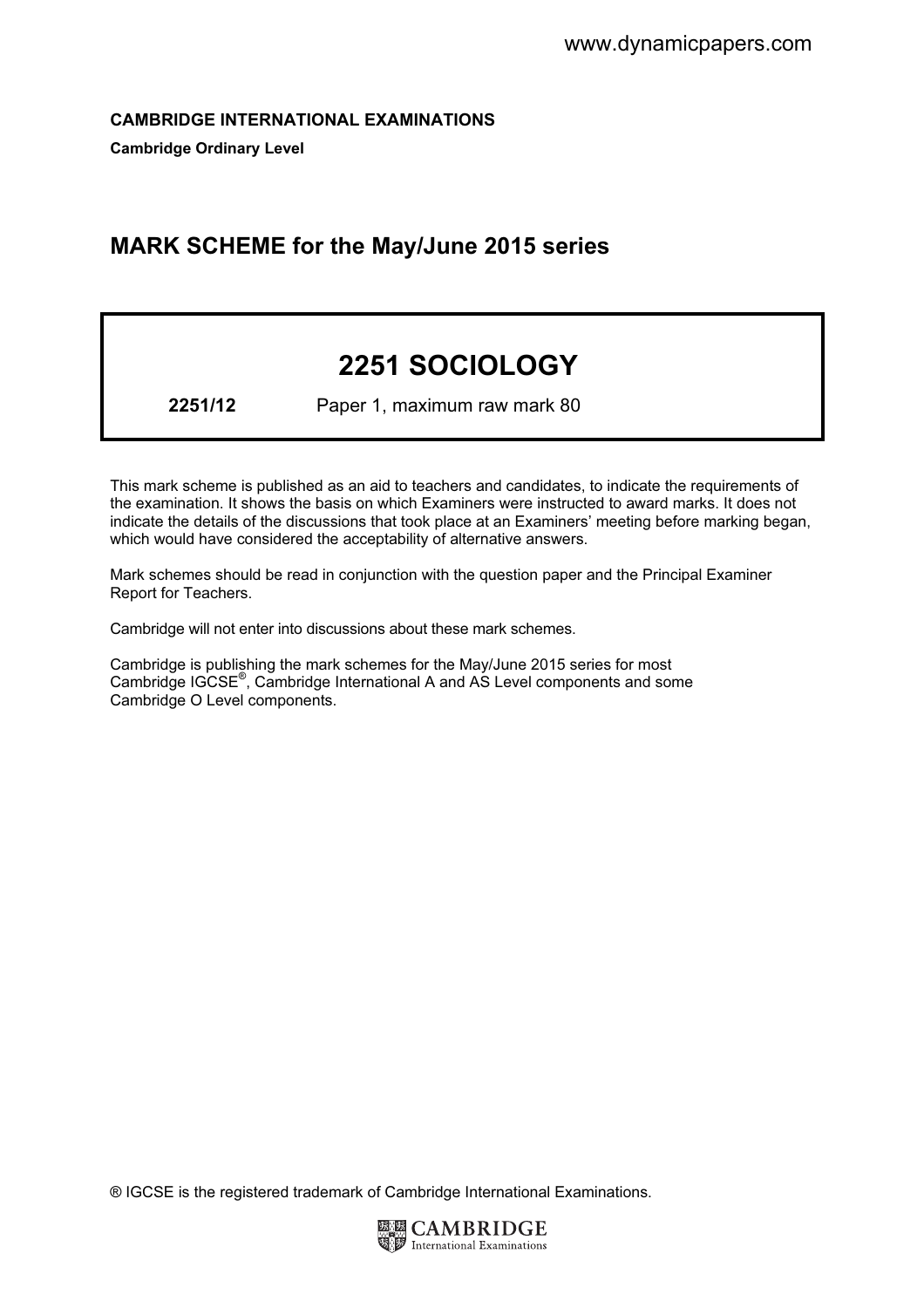**CAMBRIDGE INTERNATIONAL EXAMINATIONS**

**Cambridge Ordinary Level**

## MARK SCHEME for the May/June 2015 series

# 2251 SOCIOLOGY

**2251/12** Paper 1, maximum raw mark 80

This mark scheme is published as an aid to teachers and candidates, to indicate the requirements of the examination. It shows the basis on which Examiners were instructed to award marks. It does not indicate the details of the discussions that took place at an Examiners' meeting before marking began, which would have considered the acceptability of alternative answers.

Mark schemes should be read in conjunction with the question paper and the Principal Examiner Report for Teachers.

Cambridge will not enter into discussions about these mark schemes.

Cambridge is publishing the mark schemes for the May/June 2015 series for most Cambridge IGCSE®, Cambridge International A and AS Level components and some Cambridge O Level components.

® IGCSE is the registered trademark of Cambridge International Examinations.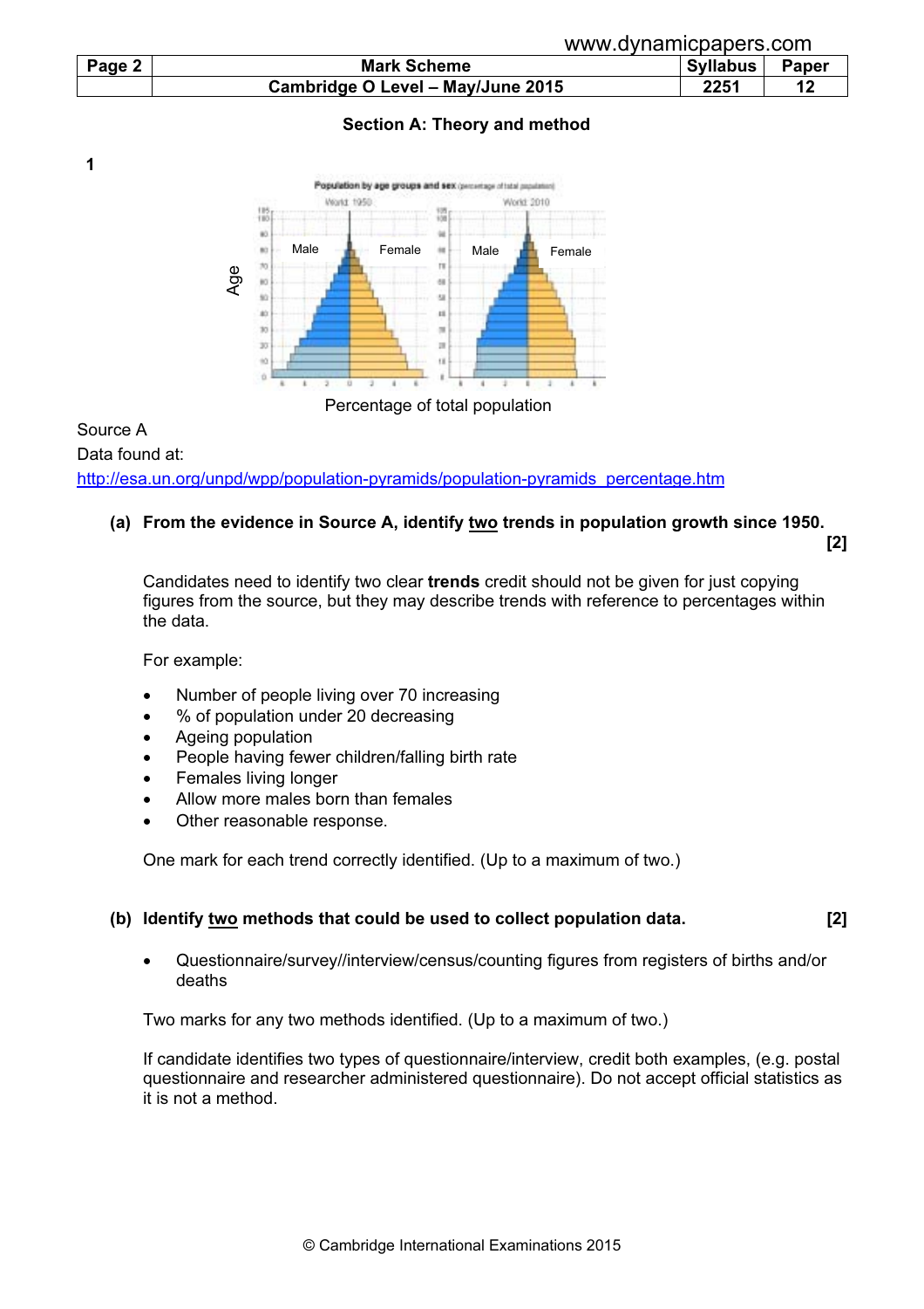## Section A: Theory and method

**1**

Population by age groups and sex (percentage of total population)

World 1950 / World 2010

Male | Female | Male | Female

Age

Percentage of total population

Source A

Data found at:

http://esa.un.org/unpd/wpp/population-pyramids/population-pyramids_percentage.htm

**(a) From the evidence in Source A, identify two trends in population growth since 1950.** **[2]**

Candidates need to identify two clear **trends** credit should not be given for just copying figures from the source, but they may describe trends with reference to percentages within the data.

For example:

- Number of people living over 70 increasing
- % of population under 20 decreasing
- Ageing population
- People having fewer children/falling birth rate
- Females living longer
- Allow more males born than females
- Other reasonable response.

One mark for each trend correctly identified. (Up to a maximum of two.)

**(b) Identify two methods that could be used to collect population data.** **[2]**

- Questionnaire/survey//interview/census/counting figures from registers of births and/or deaths

Two marks for any two methods identified. (Up to a maximum of two.)

If candidate identifies two types of questionnaire/interview, credit both examples, (e.g. postal questionnaire and researcher administered questionnaire). Do not accept official statistics as it is not a method.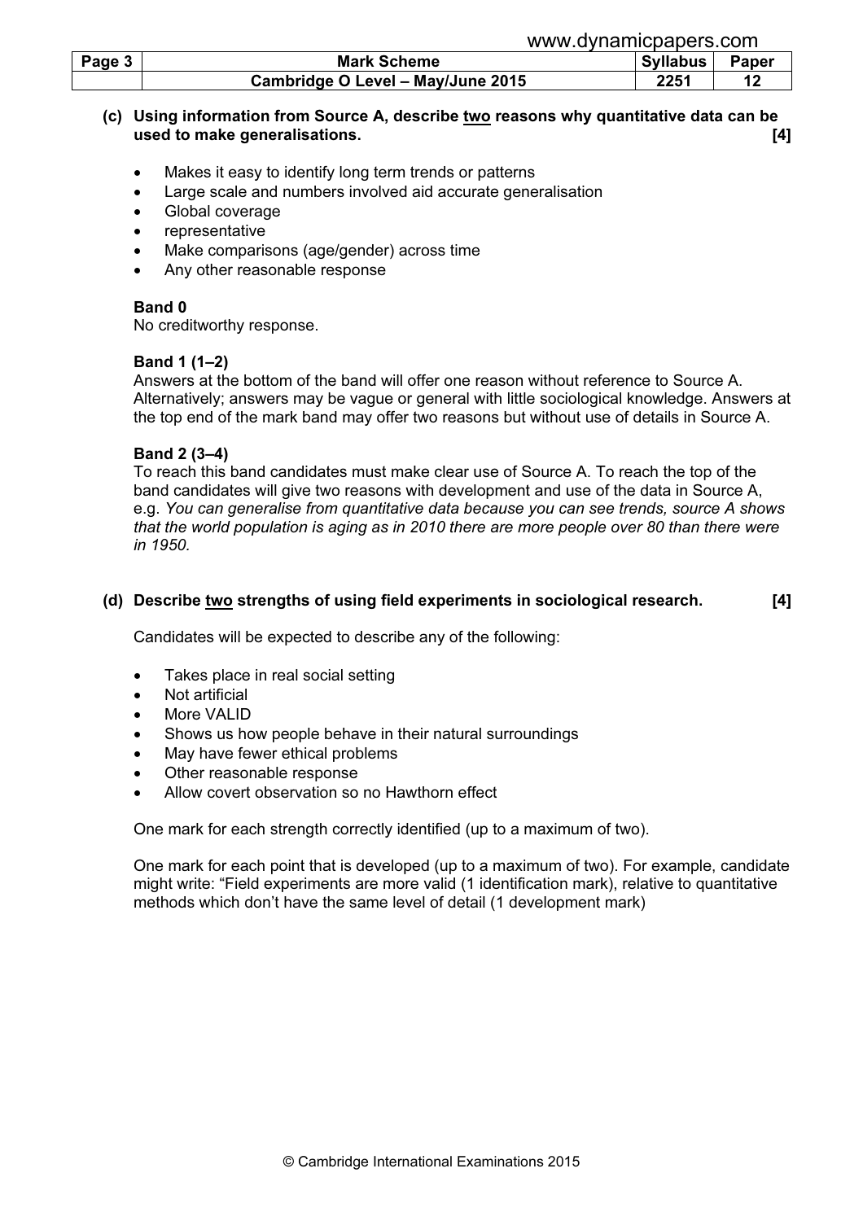**(c) Using information from Source A, describe two reasons why quantitative data can be used to make generalisations. [4]**

- Makes it easy to identify long term trends or patterns
- Large scale and numbers involved aid accurate generalisation
- Global coverage
- representative
- Make comparisons (age/gender) across time
- Any other reasonable response

**Band 0**
No creditworthy response.

**Band 1 (1–2)**
Answers at the bottom of the band will offer one reason without reference to Source A. Alternatively; answers may be vague or general with little sociological knowledge. Answers at the top end of the mark band may offer two reasons but without use of details in Source A.

**Band 2 (3–4)**
To reach this band candidates must make clear use of Source A. To reach the top of the band candidates will give two reasons with development and use of the data in Source A, e.g. *You can generalise from quantitative data because you can see trends, source A shows that the world population is aging as in 2010 there are more people over 80 than there were in 1950.*

**(d) Describe two strengths of using field experiments in sociological research. [4]**

Candidates will be expected to describe any of the following:

- Takes place in real social setting
- Not artificial
- More VALID
- Shows us how people behave in their natural surroundings
- May have fewer ethical problems
- Other reasonable response
- Allow covert observation so no Hawthorn effect

One mark for each strength correctly identified (up to a maximum of two).

One mark for each point that is developed (up to a maximum of two). For example, candidate might write: "Field experiments are more valid (1 identification mark), relative to quantitative methods which don't have the same level of detail (1 development mark)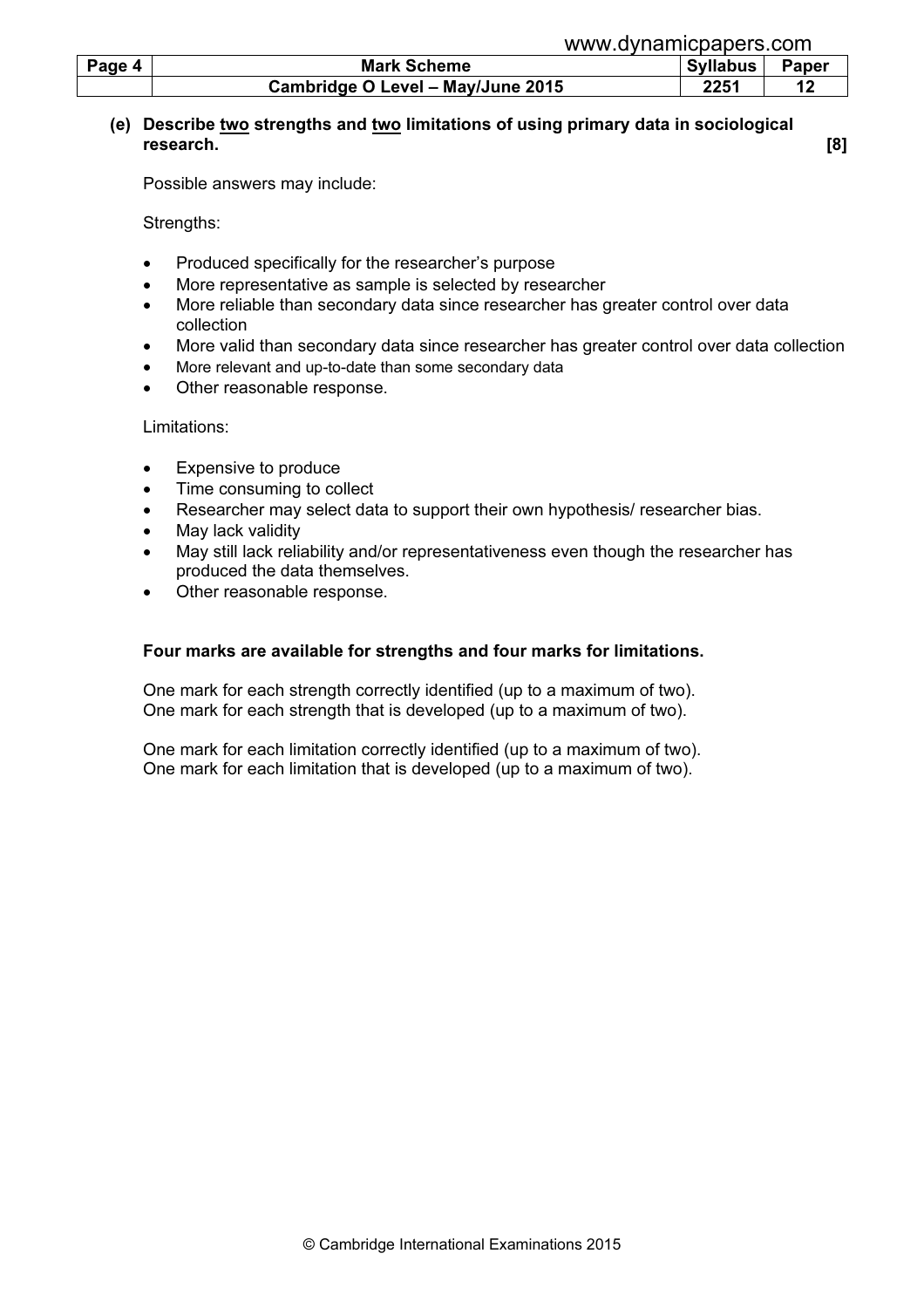**(e) Describe two strengths and two limitations of using primary data in sociological research. [8]**

Possible answers may include:

Strengths:

- Produced specifically for the researcher's purpose
- More representative as sample is selected by researcher
- More reliable than secondary data since researcher has greater control over data collection
- More valid than secondary data since researcher has greater control over data collection
- More relevant and up-to-date than some secondary data
- Other reasonable response.

Limitations:

- Expensive to produce
- Time consuming to collect
- Researcher may select data to support their own hypothesis/ researcher bias.
- May lack validity
- May still lack reliability and/or representativeness even though the researcher has produced the data themselves.
- Other reasonable response.

**Four marks are available for strengths and four marks for limitations.**

One mark for each strength correctly identified (up to a maximum of two).
One mark for each strength that is developed (up to a maximum of two).

One mark for each limitation correctly identified (up to a maximum of two).
One mark for each limitation that is developed (up to a maximum of two).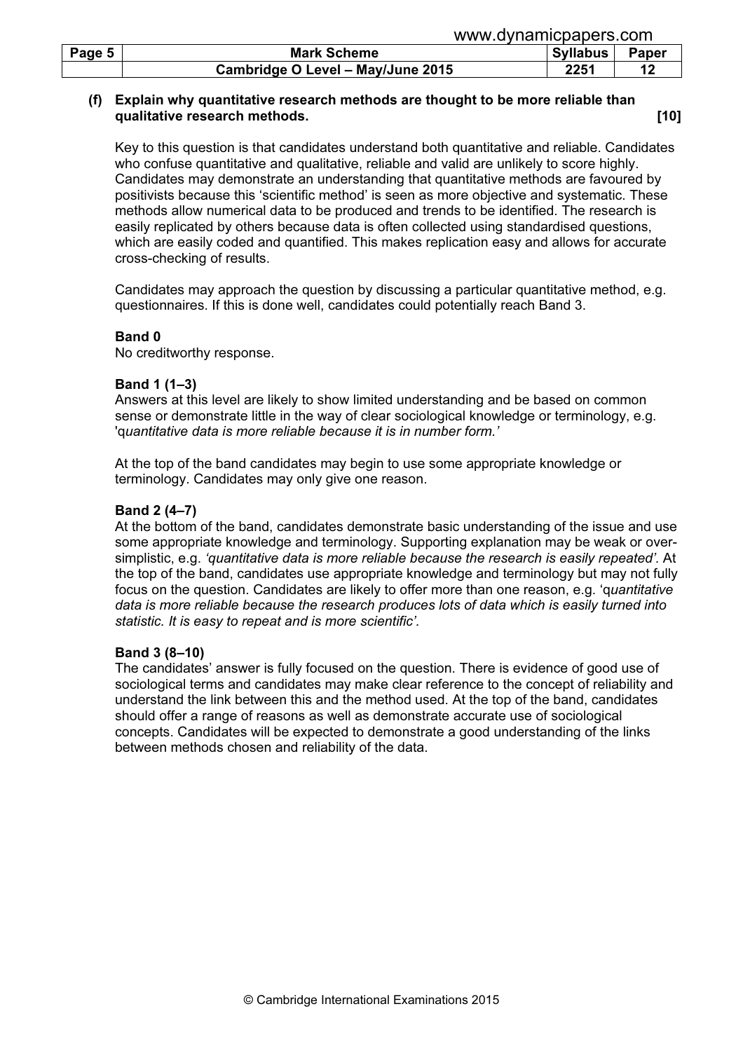**(f) Explain why quantitative research methods are thought to be more reliable than qualitative research methods. [10]**

Key to this question is that candidates understand both quantitative and reliable. Candidates who confuse quantitative and qualitative, reliable and valid are unlikely to score highly. Candidates may demonstrate an understanding that quantitative methods are favoured by positivists because this 'scientific method' is seen as more objective and systematic. These methods allow numerical data to be produced and trends to be identified. The research is easily replicated by others because data is often collected using standardised questions, which are easily coded and quantified. This makes replication easy and allows for accurate cross-checking of results.

Candidates may approach the question by discussing a particular quantitative method, e.g. questionnaires. If this is done well, candidates could potentially reach Band 3.

**Band 0**
No creditworthy response.

**Band 1 (1–3)**
Answers at this level are likely to show limited understanding and be based on common sense or demonstrate little in the way of clear sociological knowledge or terminology, e.g. '*quantitative data is more reliable because it is in number form.'*

At the top of the band candidates may begin to use some appropriate knowledge or terminology. Candidates may only give one reason.

**Band 2 (4–7)**
At the bottom of the band, candidates demonstrate basic understanding of the issue and use some appropriate knowledge and terminology. Supporting explanation may be weak or over-simplistic, e.g. *'quantitative data is more reliable because the research is easily repeated'*. At the top of the band, candidates use appropriate knowledge and terminology but may not fully focus on the question. Candidates are likely to offer more than one reason, e.g. '*quantitative data is more reliable because the research produces lots of data which is easily turned into statistic. It is easy to repeat and is more scientific'*.

**Band 3 (8–10)**
The candidates' answer is fully focused on the question. There is evidence of good use of sociological terms and candidates may make clear reference to the concept of reliability and understand the link between this and the method used. At the top of the band, candidates should offer a range of reasons as well as demonstrate accurate use of sociological concepts. Candidates will be expected to demonstrate a good understanding of the links between methods chosen and reliability of the data.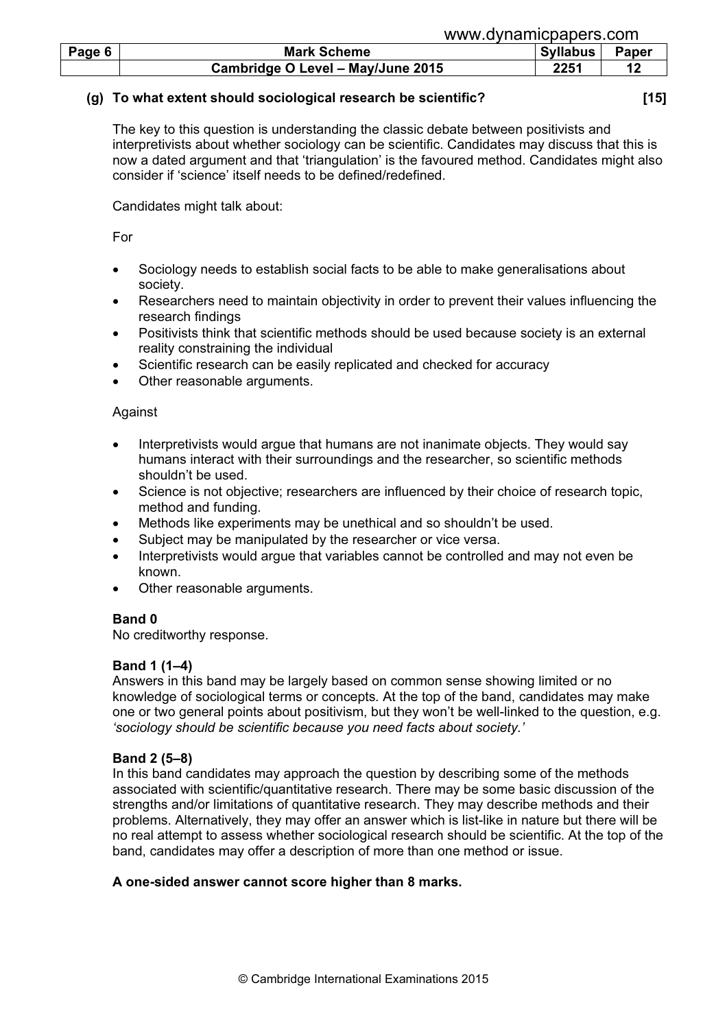**(g) To what extent should sociological research be scientific? [15]**

The key to this question is understanding the classic debate between positivists and interpretivists about whether sociology can be scientific. Candidates may discuss that this is now a dated argument and that 'triangulation' is the favoured method. Candidates might also consider if 'science' itself needs to be defined/redefined.

Candidates might talk about:

For

- Sociology needs to establish social facts to be able to make generalisations about society.
- Researchers need to maintain objectivity in order to prevent their values influencing the research findings
- Positivists think that scientific methods should be used because society is an external reality constraining the individual
- Scientific research can be easily replicated and checked for accuracy
- Other reasonable arguments.

Against

- Interpretivists would argue that humans are not inanimate objects. They would say humans interact with their surroundings and the researcher, so scientific methods shouldn't be used.
- Science is not objective; researchers are influenced by their choice of research topic, method and funding.
- Methods like experiments may be unethical and so shouldn't be used.
- Subject may be manipulated by the researcher or vice versa.
- Interpretivists would argue that variables cannot be controlled and may not even be known.
- Other reasonable arguments.

**Band 0**
No creditworthy response.

**Band 1 (1–4)**
Answers in this band may be largely based on common sense showing limited or no knowledge of sociological terms or concepts. At the top of the band, candidates may make one or two general points about positivism, but they won't be well-linked to the question, e.g. *'sociology should be scientific because you need facts about society.'*

**Band 2 (5–8)**
In this band candidates may approach the question by describing some of the methods associated with scientific/quantitative research. There may be some basic discussion of the strengths and/or limitations of quantitative research. They may describe methods and their problems. Alternatively, they may offer an answer which is list-like in nature but there will be no real attempt to assess whether sociological research should be scientific. At the top of the band, candidates may offer a description of more than one method or issue.

**A one-sided answer cannot score higher than 8 marks.**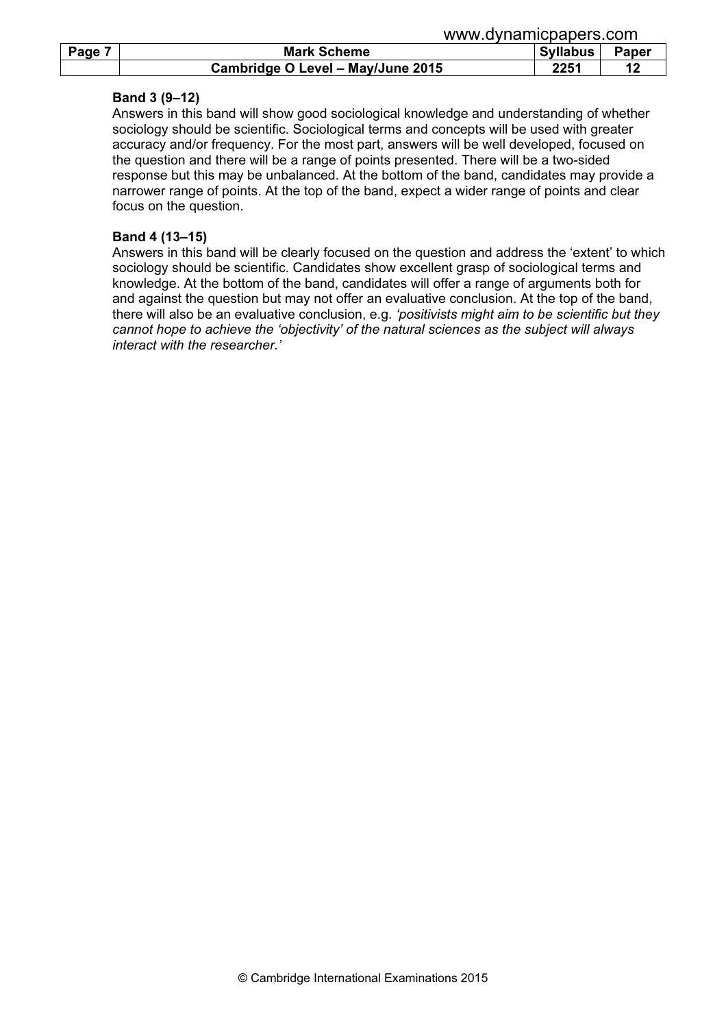**Band 3 (9–12)**

Answers in this band will show good sociological knowledge and understanding of whether sociology should be scientific. Sociological terms and concepts will be used with greater accuracy and/or frequency. For the most part, answers will be well developed, focused on the question and there will be a range of points presented. There will be a two-sided response but this may be unbalanced. At the bottom of the band, candidates may provide a narrower range of points. At the top of the band, expect a wider range of points and clear focus on the question.

**Band 4 (13–15)**

Answers in this band will be clearly focused on the question and address the 'extent' to which sociology should be scientific. Candidates show excellent grasp of sociological terms and knowledge. At the bottom of the band, candidates will offer a range of arguments both for and against the question but may not offer an evaluative conclusion. At the top of the band, there will also be an evaluative conclusion, e.g. *'positivists might aim to be scientific but they cannot hope to achieve the 'objectivity' of the natural sciences as the subject will always interact with the researcher.'*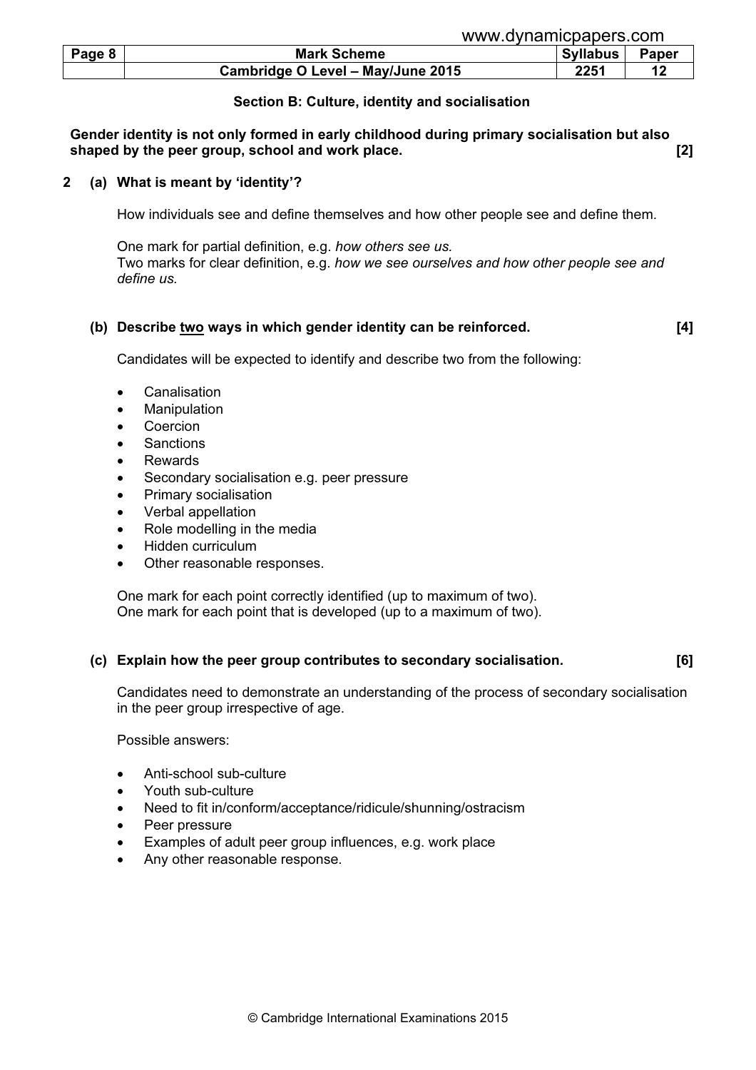### Section B: Culture, identity and socialisation

**Gender identity is not only formed in early childhood during primary socialisation but also shaped by the peer group, school and work place. [2]**

**2 (a) What is meant by 'identity'?**

How individuals see and define themselves and how other people see and define them.

One mark for partial definition, e.g. *how others see us.*
Two marks for clear definition, e.g. *how we see ourselves and how other people see and define us.*

**(b) Describe two ways in which gender identity can be reinforced. [4]**

Candidates will be expected to identify and describe two from the following:

- Canalisation
- Manipulation
- Coercion
- Sanctions
- Rewards
- Secondary socialisation e.g. peer pressure
- Primary socialisation
- Verbal appellation
- Role modelling in the media
- Hidden curriculum
- Other reasonable responses.

One mark for each point correctly identified (up to maximum of two).
One mark for each point that is developed (up to a maximum of two).

**(c) Explain how the peer group contributes to secondary socialisation. [6]**

Candidates need to demonstrate an understanding of the process of secondary socialisation in the peer group irrespective of age.

Possible answers:

- Anti-school sub-culture
- Youth sub-culture
- Need to fit in/conform/acceptance/ridicule/shunning/ostracism
- Peer pressure
- Examples of adult peer group influences, e.g. work place
- Any other reasonable response.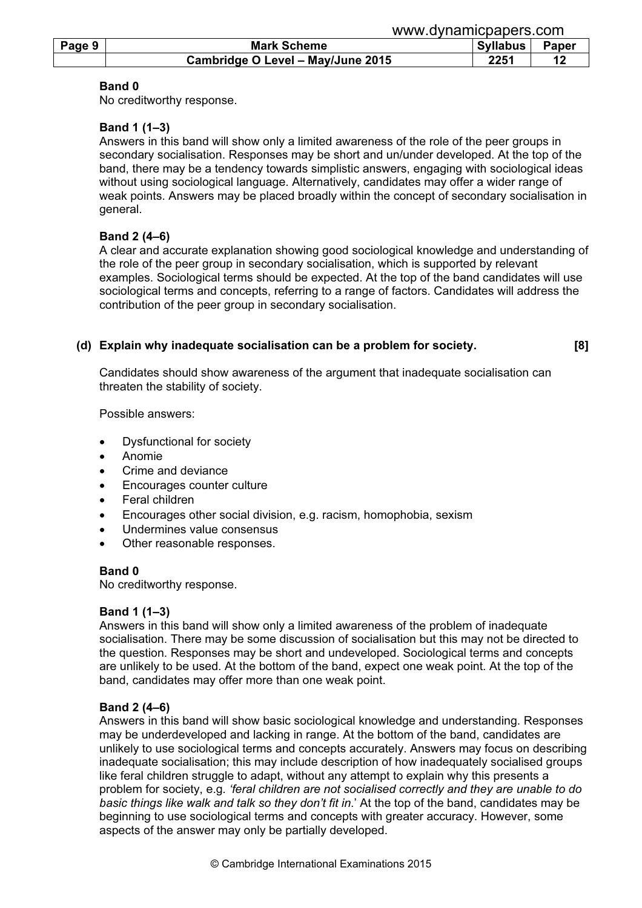**Band 0**
No creditworthy response.

**Band 1 (1–3)**
Answers in this band will show only a limited awareness of the role of the peer groups in secondary socialisation. Responses may be short and un/under developed. At the top of the band, there may be a tendency towards simplistic answers, engaging with sociological ideas without using sociological language. Alternatively, candidates may offer a wider range of weak points. Answers may be placed broadly within the concept of secondary socialisation in general.

**Band 2 (4–6)**
A clear and accurate explanation showing good sociological knowledge and understanding of the role of the peer group in secondary socialisation, which is supported by relevant examples. Sociological terms should be expected. At the top of the band candidates will use sociological terms and concepts, referring to a range of factors. Candidates will address the contribution of the peer group in secondary socialisation.

**(d) Explain why inadequate socialisation can be a problem for society. [8]**

Candidates should show awareness of the argument that inadequate socialisation can threaten the stability of society.

Possible answers:

- Dysfunctional for society
- Anomie
- Crime and deviance
- Encourages counter culture
- Feral children
- Encourages other social division, e.g. racism, homophobia, sexism
- Undermines value consensus
- Other reasonable responses.

**Band 0**
No creditworthy response.

**Band 1 (1–3)**
Answers in this band will show only a limited awareness of the problem of inadequate socialisation. There may be some discussion of socialisation but this may not be directed to the question. Responses may be short and undeveloped. Sociological terms and concepts are unlikely to be used. At the bottom of the band, expect one weak point. At the top of the band, candidates may offer more than one weak point.

**Band 2 (4–6)**
Answers in this band will show basic sociological knowledge and understanding. Responses may be underdeveloped and lacking in range. At the bottom of the band, candidates are unlikely to use sociological terms and concepts accurately. Answers may focus on describing inadequate socialisation; this may include description of how inadequately socialised groups like feral children struggle to adapt, without any attempt to explain why this presents a problem for society, e.g. *'feral children are not socialised correctly and they are unable to do basic things like walk and talk so they don't fit in.'* At the top of the band, candidates may be beginning to use sociological terms and concepts with greater accuracy. However, some aspects of the answer may only be partially developed.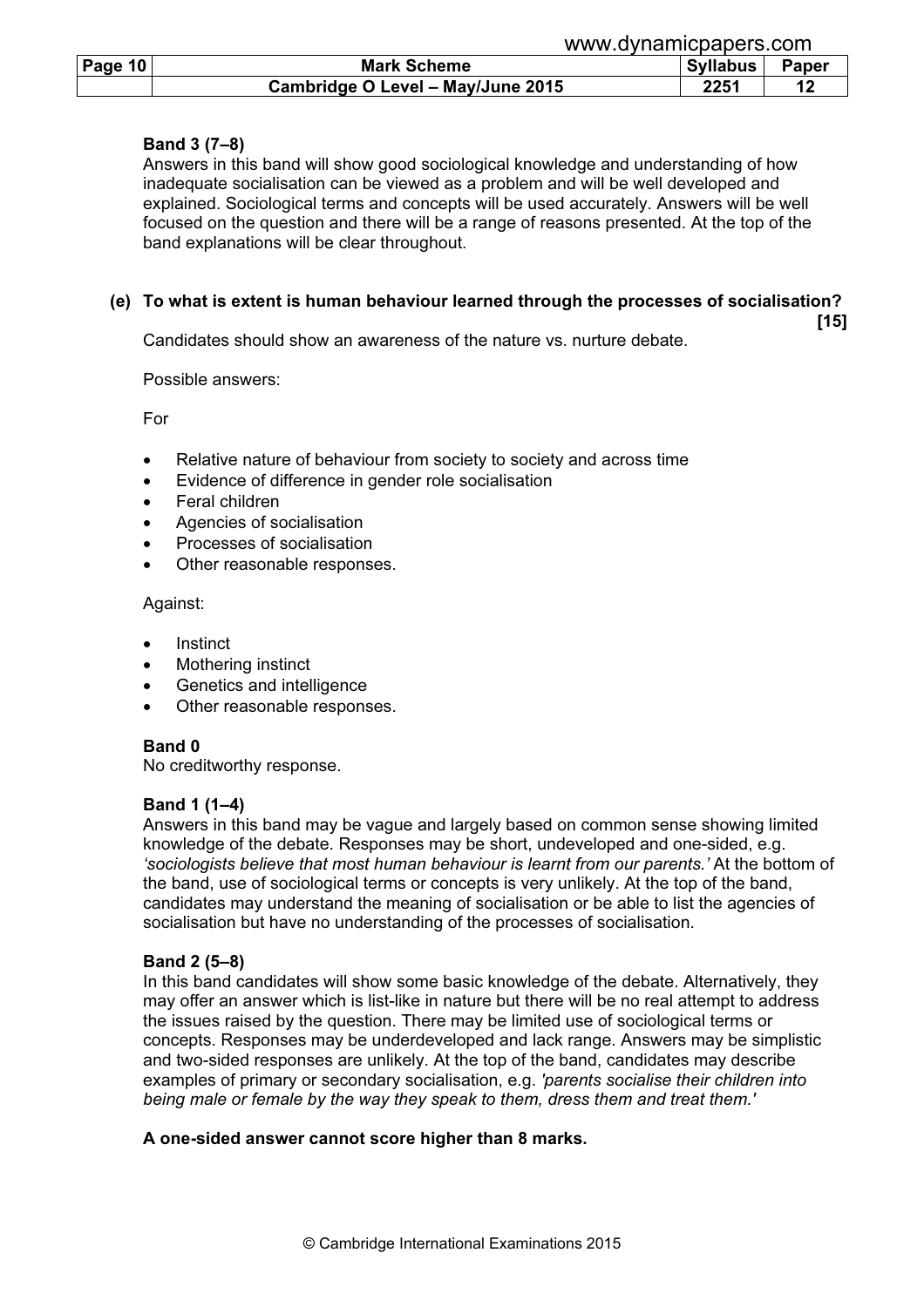**Band 3 (7–8)**
Answers in this band will show good sociological knowledge and understanding of how inadequate socialisation can be viewed as a problem and will be well developed and explained. Sociological terms and concepts will be used accurately. Answers will be well focused on the question and there will be a range of reasons presented. At the top of the band explanations will be clear throughout.

**(e) To what is extent is human behaviour learned through the processes of socialisation? [15]**

Candidates should show an awareness of the nature vs. nurture debate.

Possible answers:

For

- Relative nature of behaviour from society to society and across time
- Evidence of difference in gender role socialisation
- Feral children
- Agencies of socialisation
- Processes of socialisation
- Other reasonable responses.

Against:

- Instinct
- Mothering instinct
- Genetics and intelligence
- Other reasonable responses.

**Band 0**
No creditworthy response.

**Band 1 (1–4)**
Answers in this band may be vague and largely based on common sense showing limited knowledge of the debate. Responses may be short, undeveloped and one-sided, e.g. *'sociologists believe that most human behaviour is learnt from our parents.'* At the bottom of the band, use of sociological terms or concepts is very unlikely. At the top of the band, candidates may understand the meaning of socialisation or be able to list the agencies of socialisation but have no understanding of the processes of socialisation.

**Band 2 (5–8)**
In this band candidates will show some basic knowledge of the debate. Alternatively, they may offer an answer which is list-like in nature but there will be no real attempt to address the issues raised by the question. There may be limited use of sociological terms or concepts. Responses may be underdeveloped and lack range. Answers may be simplistic and two-sided responses are unlikely. At the top of the band, candidates may describe examples of primary or secondary socialisation, e.g. *'parents socialise their children into being male or female by the way they speak to them, dress them and treat them.'*

**A one-sided answer cannot score higher than 8 marks.**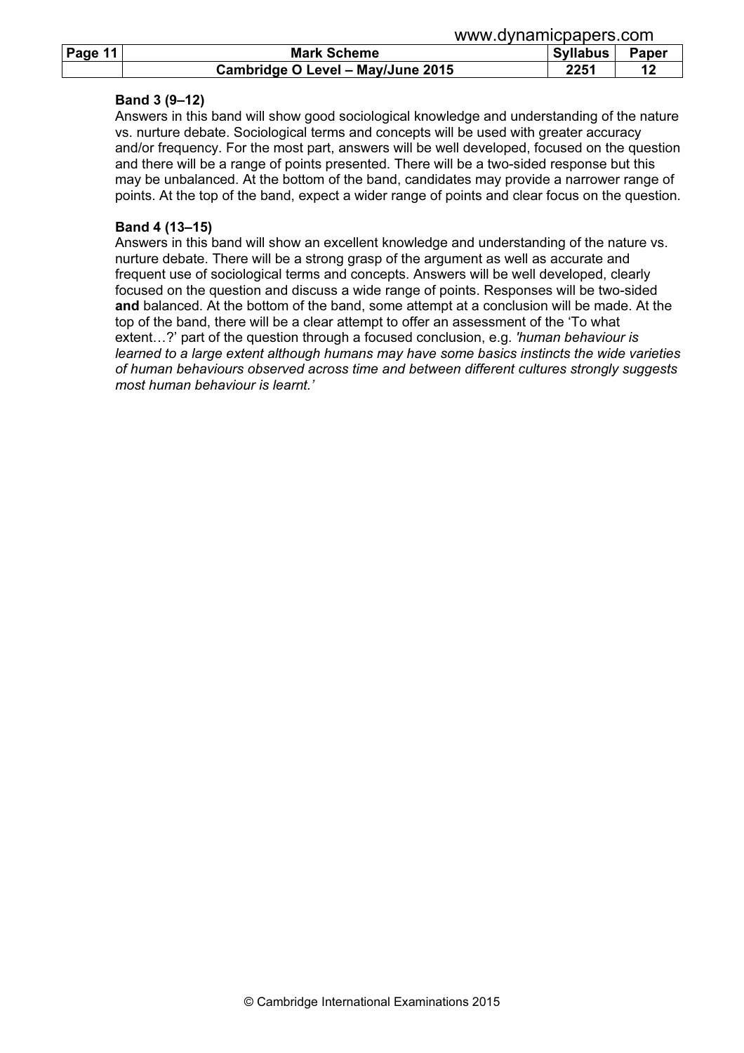**Band 3 (9–12)**
Answers in this band will show good sociological knowledge and understanding of the nature vs. nurture debate. Sociological terms and concepts will be used with greater accuracy and/or frequency. For the most part, answers will be well developed, focused on the question and there will be a range of points presented. There will be a two-sided response but this may be unbalanced. At the bottom of the band, candidates may provide a narrower range of points. At the top of the band, expect a wider range of points and clear focus on the question.

**Band 4 (13–15)**
Answers in this band will show an excellent knowledge and understanding of the nature vs. nurture debate. There will be a strong grasp of the argument as well as accurate and frequent use of sociological terms and concepts. Answers will be well developed, clearly focused on the question and discuss a wide range of points. Responses will be two-sided **and** balanced. At the bottom of the band, some attempt at a conclusion will be made. At the top of the band, there will be a clear attempt to offer an assessment of the 'To what extent…?' part of the question through a focused conclusion, e.g. *'human behaviour is learned to a large extent although humans may have some basics instincts the wide varieties of human behaviours observed across time and between different cultures strongly suggests most human behaviour is learnt.'*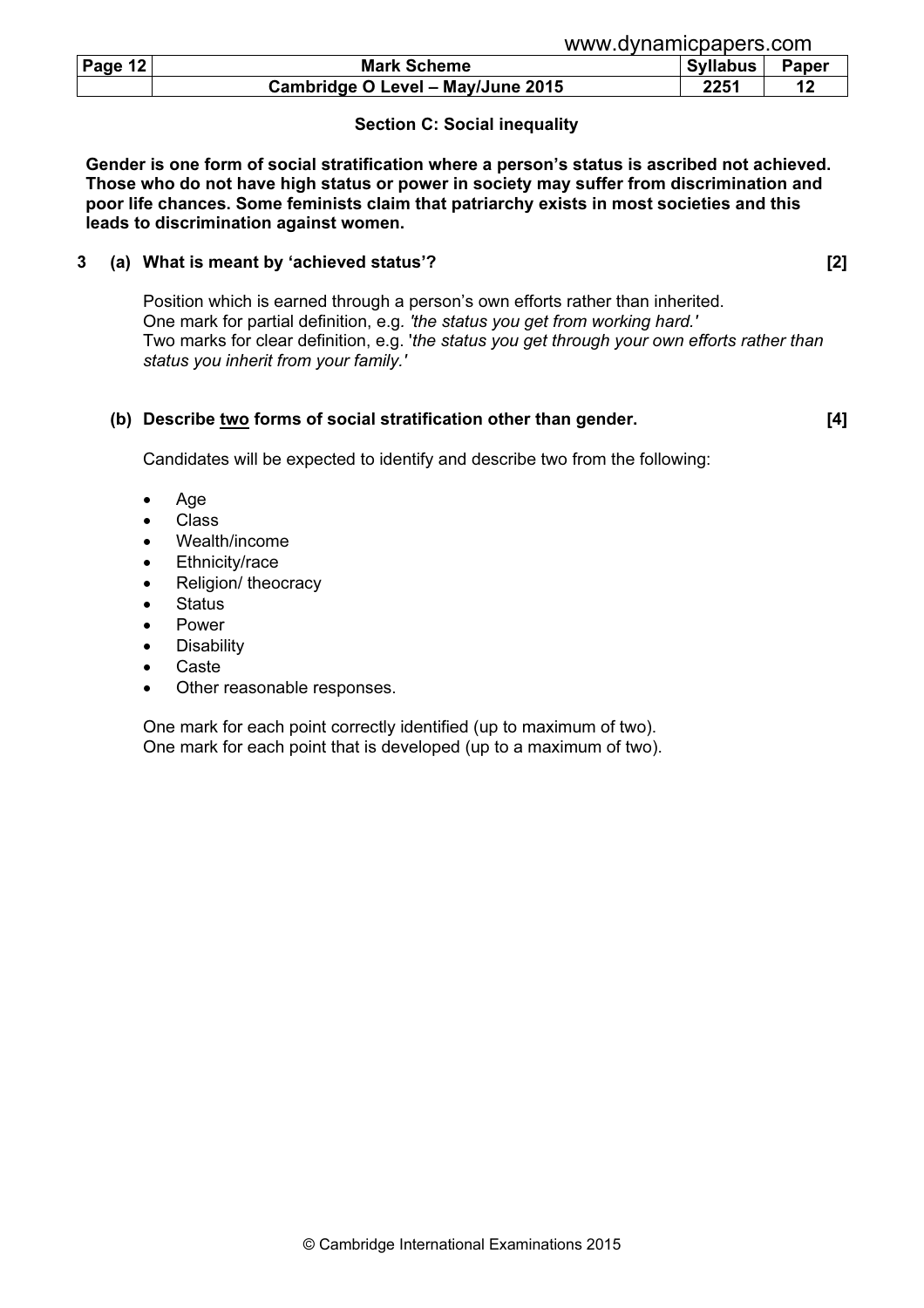## Section C: Social inequality

**Gender is one form of social stratification where a person's status is ascribed not achieved. Those who do not have high status or power in society may suffer from discrimination and poor life chances. Some feminists claim that patriarchy exists in most societies and this leads to discrimination against women.**

**3 (a) What is meant by 'achieved status'? [2]**

Position which is earned through a person's own efforts rather than inherited.
One mark for partial definition, e.g. *'the status you get from working hard.'*
Two marks for clear definition, e.g. '*the status you get through your own efforts rather than status you inherit from your family.'*

**(b) Describe <u>two</u> forms of social stratification other than gender. [4]**

Candidates will be expected to identify and describe two from the following:

- Age
- Class
- Wealth/income
- Ethnicity/race
- Religion/ theocracy
- Status
- Power
- Disability
- Caste
- Other reasonable responses.

One mark for each point correctly identified (up to maximum of two).
One mark for each point that is developed (up to a maximum of two).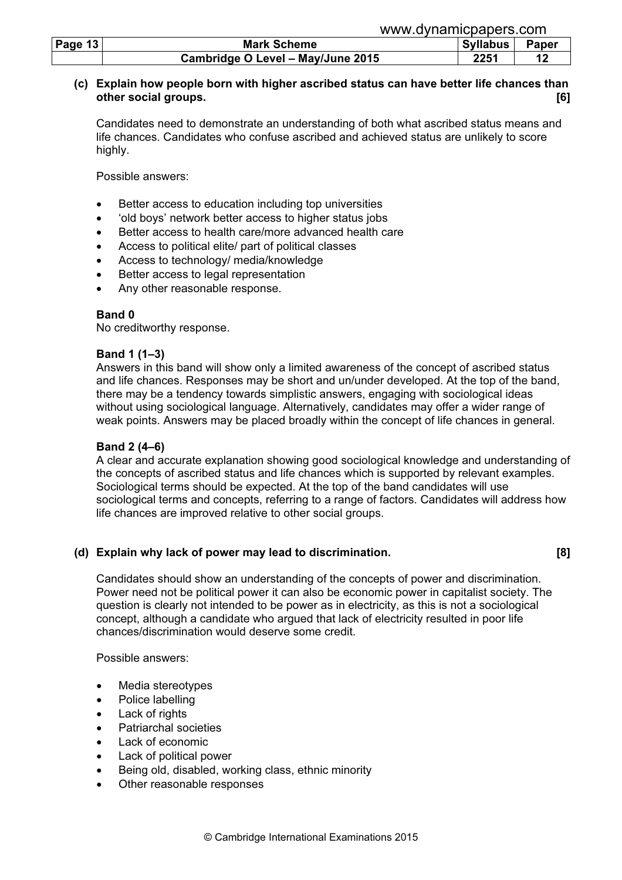**(c) Explain how people born with higher ascribed status can have better life chances than other social groups. [6]**

Candidates need to demonstrate an understanding of both what ascribed status means and life chances. Candidates who confuse ascribed and achieved status are unlikely to score highly.

Possible answers:

- Better access to education including top universities
- 'old boys' network better access to higher status jobs
- Better access to health care/more advanced health care
- Access to political elite/ part of political classes
- Access to technology/ media/knowledge
- Better access to legal representation
- Any other reasonable response.

**Band 0**
No creditworthy response.

**Band 1 (1–3)**
Answers in this band will show only a limited awareness of the concept of ascribed status and life chances. Responses may be short and un/under developed. At the top of the band, there may be a tendency towards simplistic answers, engaging with sociological ideas without using sociological language. Alternatively, candidates may offer a wider range of weak points. Answers may be placed broadly within the concept of life chances in general.

**Band 2 (4–6)**
A clear and accurate explanation showing good sociological knowledge and understanding of the concepts of ascribed status and life chances which is supported by relevant examples. Sociological terms should be expected. At the top of the band candidates will use sociological terms and concepts, referring to a range of factors. Candidates will address how life chances are improved relative to other social groups.

**(d) Explain why lack of power may lead to discrimination. [8]**

Candidates should show an understanding of the concepts of power and discrimination. Power need not be political power it can also be economic power in capitalist society. The question is clearly not intended to be power as in electricity, as this is not a sociological concept, although a candidate who argued that lack of electricity resulted in poor life chances/discrimination would deserve some credit.

Possible answers:

- Media stereotypes
- Police labelling
- Lack of rights
- Patriarchal societies
- Lack of economic
- Lack of political power
- Being old, disabled, working class, ethnic minority
- Other reasonable responses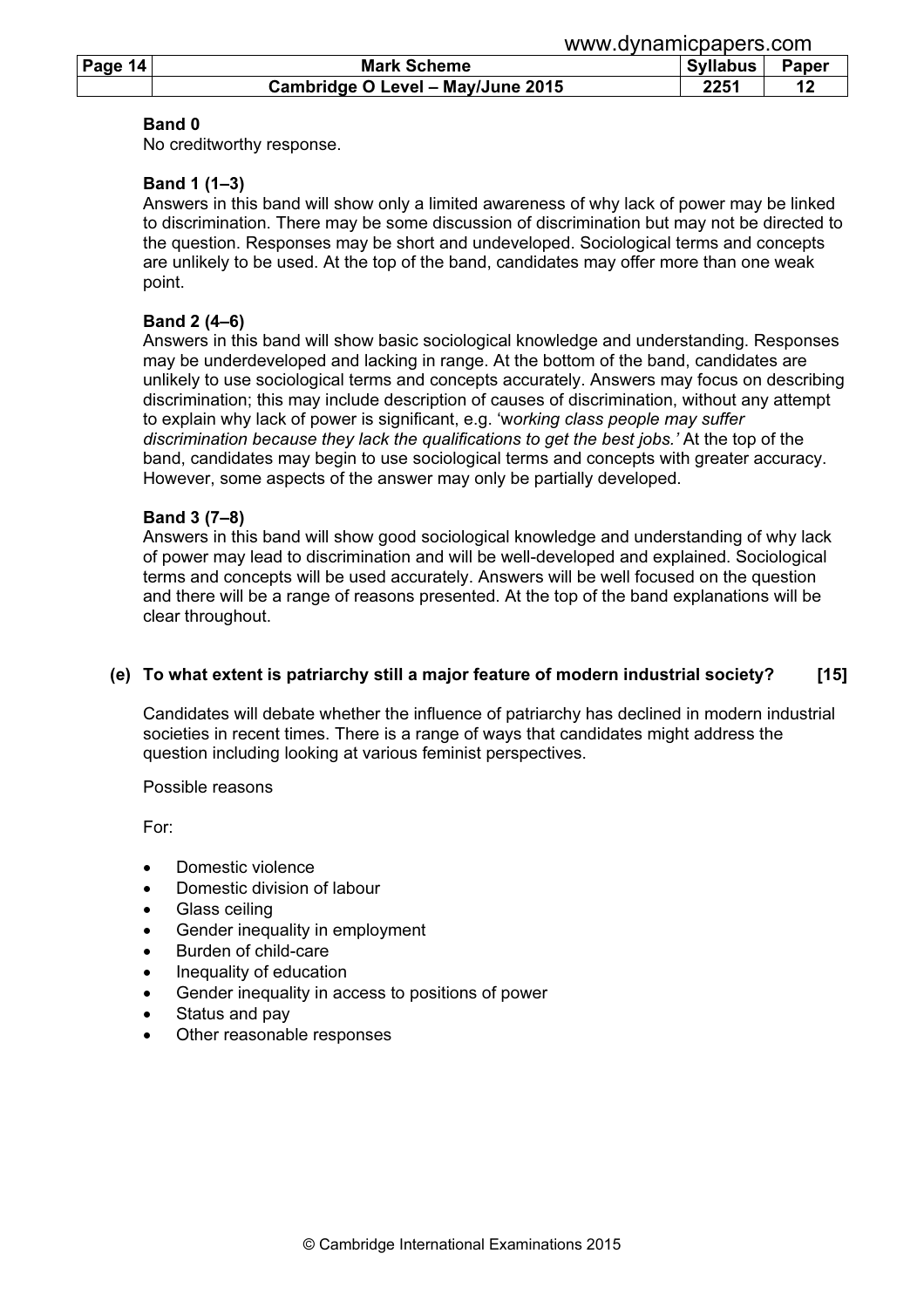**Band 0**
No creditworthy response.

**Band 1 (1–3)**
Answers in this band will show only a limited awareness of why lack of power may be linked to discrimination. There may be some discussion of discrimination but may not be directed to the question. Responses may be short and undeveloped. Sociological terms and concepts are unlikely to be used. At the top of the band, candidates may offer more than one weak point.

**Band 2 (4–6)**
Answers in this band will show basic sociological knowledge and understanding. Responses may be underdeveloped and lacking in range. At the bottom of the band, candidates are unlikely to use sociological terms and concepts accurately. Answers may focus on describing discrimination; this may include description of causes of discrimination, without any attempt to explain why lack of power is significant, e.g. '*working class people may suffer discrimination because they lack the qualifications to get the best jobs.*' At the top of the band, candidates may begin to use sociological terms and concepts with greater accuracy. However, some aspects of the answer may only be partially developed.

**Band 3 (7–8)**
Answers in this band will show good sociological knowledge and understanding of why lack of power may lead to discrimination and will be well-developed and explained. Sociological terms and concepts will be used accurately. Answers will be well focused on the question and there will be a range of reasons presented. At the top of the band explanations will be clear throughout.

**(e) To what extent is patriarchy still a major feature of modern industrial society? [15]**

Candidates will debate whether the influence of patriarchy has declined in modern industrial societies in recent times. There is a range of ways that candidates might address the question including looking at various feminist perspectives.

Possible reasons

For:

- Domestic violence
- Domestic division of labour
- Glass ceiling
- Gender inequality in employment
- Burden of child-care
- Inequality of education
- Gender inequality in access to positions of power
- Status and pay
- Other reasonable responses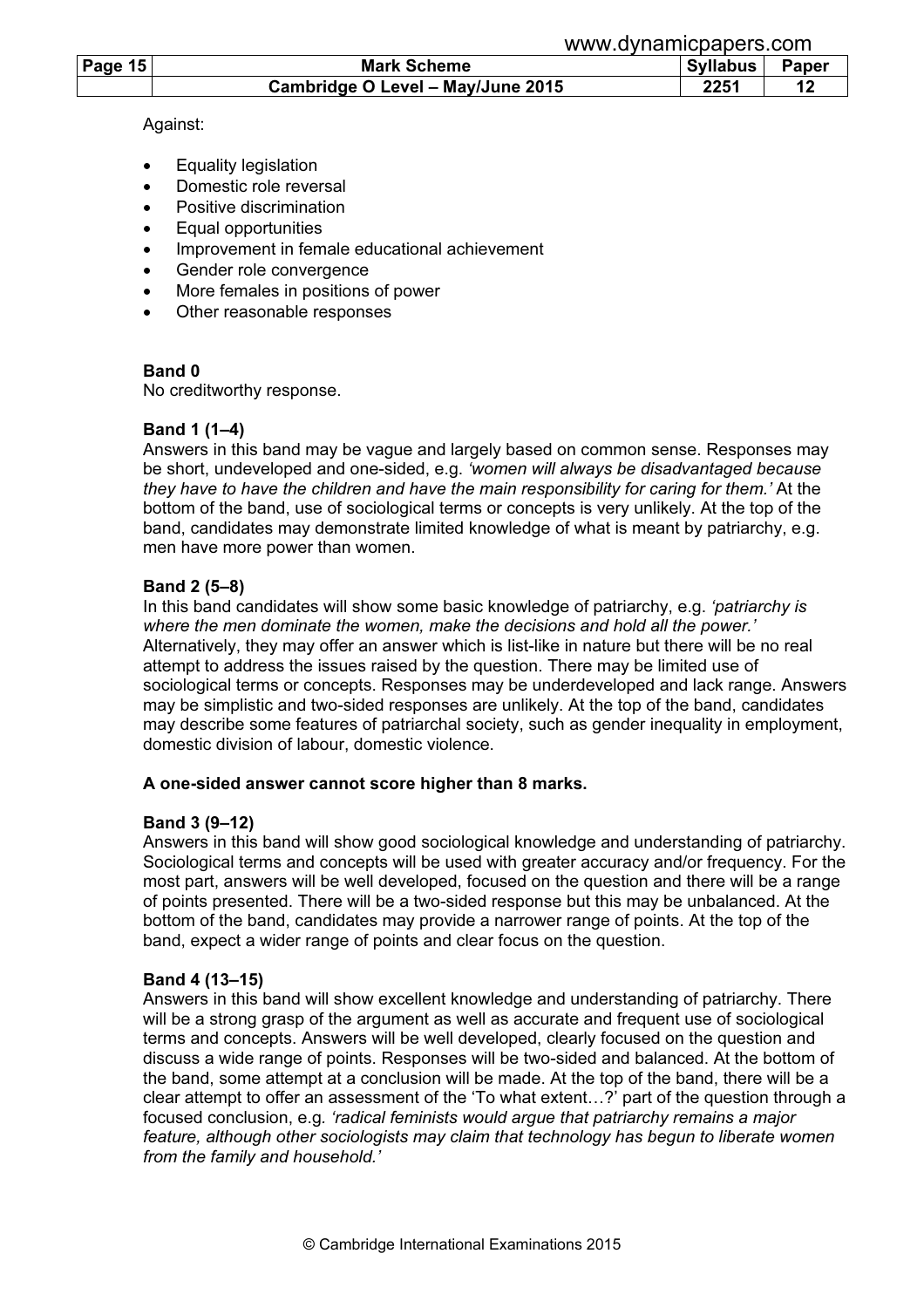Against:

- Equality legislation
- Domestic role reversal
- Positive discrimination
- Equal opportunities
- Improvement in female educational achievement
- Gender role convergence
- More females in positions of power
- Other reasonable responses

**Band 0**
No creditworthy response.

**Band 1 (1–4)**
Answers in this band may be vague and largely based on common sense. Responses may be short, undeveloped and one-sided, e.g. *'women will always be disadvantaged because they have to have the children and have the main responsibility for caring for them.'* At the bottom of the band, use of sociological terms or concepts is very unlikely. At the top of the band, candidates may demonstrate limited knowledge of what is meant by patriarchy, e.g. men have more power than women.

**Band 2 (5–8)**
In this band candidates will show some basic knowledge of patriarchy, e.g. *'patriarchy is where the men dominate the women, make the decisions and hold all the power.'* Alternatively, they may offer an answer which is list-like in nature but there will be no real attempt to address the issues raised by the question. There may be limited use of sociological terms or concepts. Responses may be underdeveloped and lack range. Answers may be simplistic and two-sided responses are unlikely. At the top of the band, candidates may describe some features of patriarchal society, such as gender inequality in employment, domestic division of labour, domestic violence.

**A one-sided answer cannot score higher than 8 marks.**

**Band 3 (9–12)**
Answers in this band will show good sociological knowledge and understanding of patriarchy. Sociological terms and concepts will be used with greater accuracy and/or frequency. For the most part, answers will be well developed, focused on the question and there will be a range of points presented. There will be a two-sided response but this may be unbalanced. At the bottom of the band, candidates may provide a narrower range of points. At the top of the band, expect a wider range of points and clear focus on the question.

**Band 4 (13–15)**
Answers in this band will show excellent knowledge and understanding of patriarchy. There will be a strong grasp of the argument as well as accurate and frequent use of sociological terms and concepts. Answers will be well developed, clearly focused on the question and discuss a wide range of points. Responses will be two-sided and balanced. At the bottom of the band, some attempt at a conclusion will be made. At the top of the band, there will be a clear attempt to offer an assessment of the 'To what extent…?' part of the question through a focused conclusion, e.g. *'radical feminists would argue that patriarchy remains a major feature, although other sociologists may claim that technology has begun to liberate women from the family and household.'*